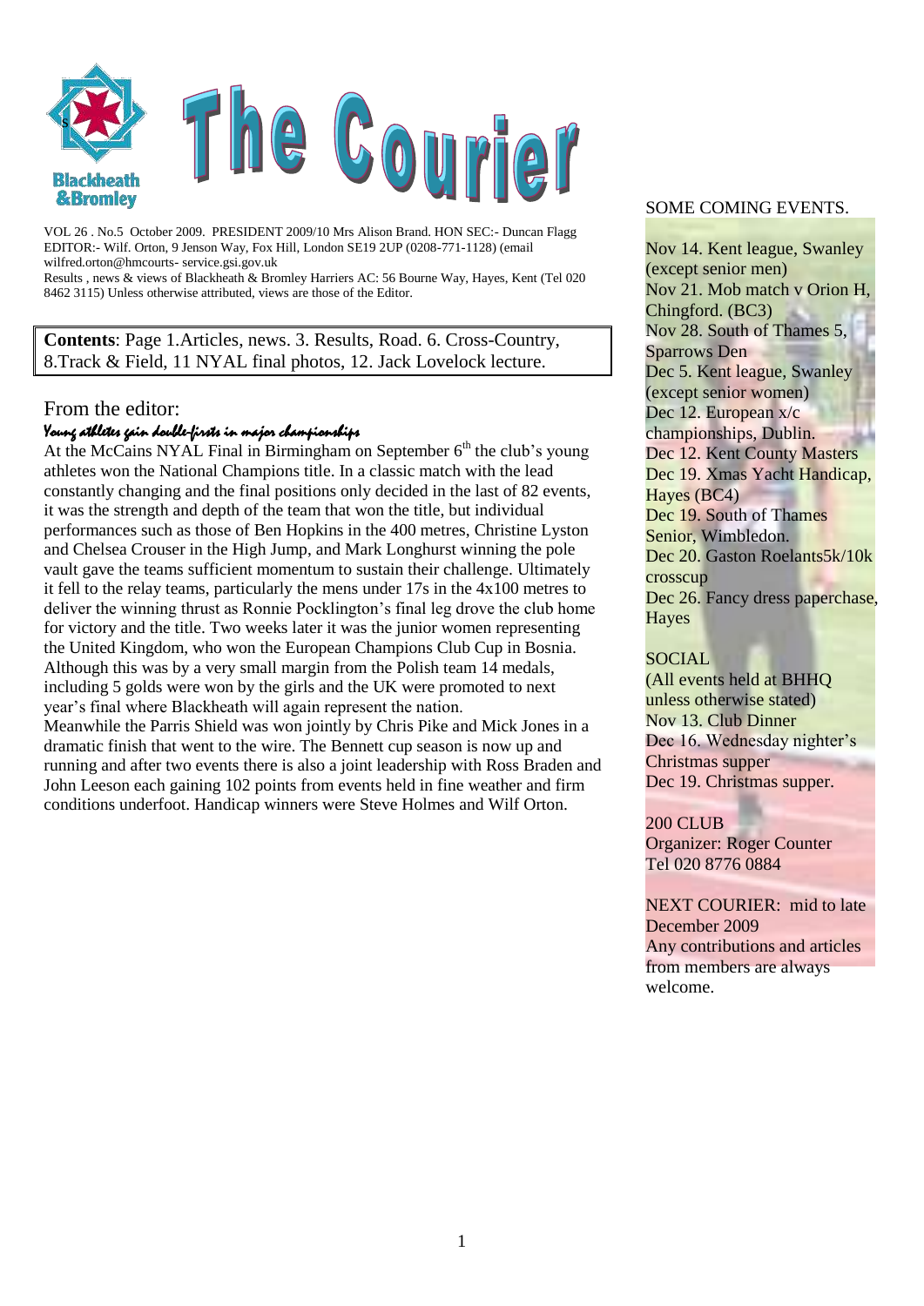# The Courier

Blackheath &Bromley

VOL 26 . No.5 October 2009. PRESIDENT 2009/10 Mrs Alison Brand. HON SEC:- Duncan Flagg
EDITOR:- Wilf. Orton, 9 Jenson Way, Fox Hill, London SE19 2UP (0208-771-1128) (email wilfred.orton@hmcourts- service.gsi.gov.uk
Results , news & views of Blackheath & Bromley Harriers AC: 56 Bourne Way, Hayes, Kent (Tel 020 8462 3115) Unless otherwise attributed, views are those of the Editor.

**Contents**: Page 1.Articles, news. 3. Results, Road. 6. Cross-Country, 8.Track & Field, 11 NYAL final photos, 12. Jack Lovelock lecture.

## From the editor:

***Young athletes gain double-firsts in major championships***

At the McCains NYAL Final in Birmingham on September 6th the club's young athletes won the National Champions title. In a classic match with the lead constantly changing and the final positions only decided in the last of 82 events, it was the strength and depth of the team that won the title, but individual performances such as those of Ben Hopkins in the 400 metres, Christine Lyston and Chelsea Crouser in the High Jump, and Mark Longhurst winning the pole vault gave the teams sufficient momentum to sustain their challenge. Ultimately it fell to the relay teams, particularly the mens under 17s in the 4x100 metres to deliver the winning thrust as Ronnie Pocklington's final leg drove the club home for victory and the title. Two weeks later it was the junior women representing the United Kingdom, who won the European Champions Club Cup in Bosnia. Although this was by a very small margin from the Polish team 14 medals, including 5 golds were won by the girls and the UK were promoted to next year's final where Blackheath will again represent the nation.
Meanwhile the Parris Shield was won jointly by Chris Pike and Mick Jones in a dramatic finish that went to the wire. The Bennett cup season is now up and running and after two events there is also a joint leadership with Ross Braden and John Leeson each gaining 102 points from events held in fine weather and firm conditions underfoot. Handicap winners were Steve Holmes and Wilf Orton.

SOME COMING EVENTS.

Nov 14. Kent league, Swanley (except senior men)
Nov 21. Mob match v Orion H, Chingford. (BC3)
Nov 28. South of Thames 5, Sparrows Den
Dec 5. Kent league, Swanley (except senior women)
Dec 12. European x/c championships, Dublin.
Dec 12. Kent County Masters
Dec 19. Xmas Yacht Handicap, Hayes (BC4)
Dec 19. South of Thames Senior, Wimbledon.
Dec 20. Gaston Roelants5k/10k crosscup
Dec 26. Fancy dress paperchase, Hayes

SOCIAL
(All events held at BHHQ unless otherwise stated)
Nov 13. Club Dinner
Dec 16. Wednesday nighter's Christmas supper
Dec 19. Christmas supper.

200 CLUB
Organizer: Roger Counter
Tel 020 8776 0884

NEXT COURIER: mid to late December 2009
Any contributions and articles from members are always welcome.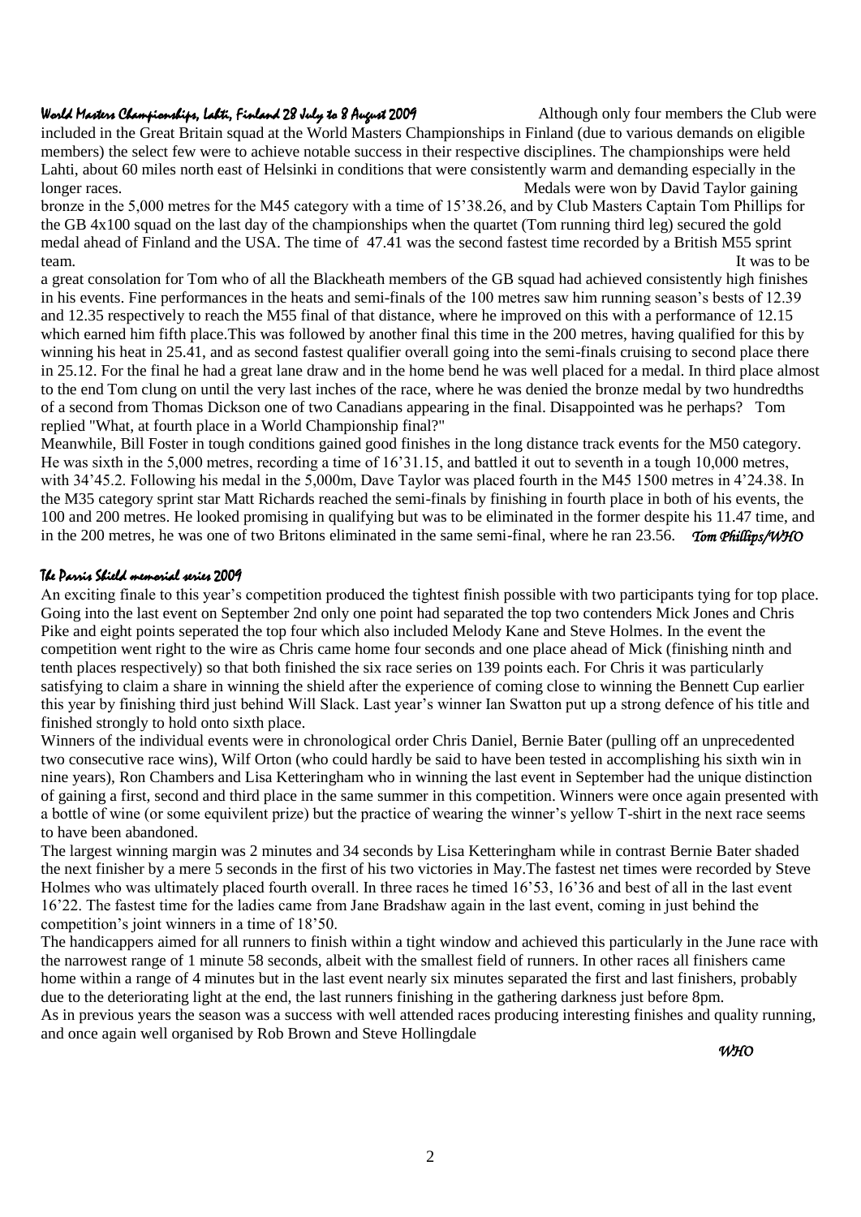## World Masters Championships, Lahti, Finland 28 July to 8 August 2009

Although only four members the Club were included in the Great Britain squad at the World Masters Championships in Finland (due to various demands on eligible members) the select few were to achieve notable success in their respective disciplines. The championships were held Lahti, about 60 miles north east of Helsinki in conditions that were consistently warm and demanding especially in the longer races. Medals were won by David Taylor gaining bronze in the 5,000 metres for the M45 category with a time of 15'38.26, and by Club Masters Captain Tom Phillips for the GB 4x100 squad on the last day of the championships when the quartet (Tom running third leg) secured the gold medal ahead of Finland and the USA. The time of 47.41 was the second fastest time recorded by a British M55 sprint team. It was to be a great consolation for Tom who of all the Blackheath members of the GB squad had achieved consistently high finishes in his events. Fine performances in the heats and semi-finals of the 100 metres saw him running season's bests of 12.39 and 12.35 respectively to reach the M55 final of that distance, where he improved on this with a performance of 12.15 which earned him fifth place.This was followed by another final this time in the 200 metres, having qualified for this by winning his heat in 25.41, and as second fastest qualifier overall going into the semi-finals cruising to second place there in 25.12. For the final he had a great lane draw and in the home bend he was well placed for a medal. In third place almost to the end Tom clung on until the very last inches of the race, where he was denied the bronze medal by two hundredths of a second from Thomas Dickson one of two Canadians appearing in the final. Disappointed was he perhaps? Tom replied "What, at fourth place in a World Championship final?"

Meanwhile, Bill Foster in tough conditions gained good finishes in the long distance track events for the M50 category. He was sixth in the 5,000 metres, recording a time of 16'31.15, and battled it out to seventh in a tough 10,000 metres, with 34'45.2. Following his medal in the 5,000m, Dave Taylor was placed fourth in the M45 1500 metres in 4'24.38. In the M35 category sprint star Matt Richards reached the semi-finals by finishing in fourth place in both of his events, the 100 and 200 metres. He looked promising in qualifying but was to be eliminated in the former despite his 11.47 time, and in the 200 metres, he was one of two Britons eliminated in the same semi-final, where he ran 23.56. *Tom Phillips/WHO*

## The Parris Shield memorial series 2009

An exciting finale to this year's competition produced the tightest finish possible with two participants tying for top place. Going into the last event on September 2nd only one point had separated the top two contenders Mick Jones and Chris Pike and eight points seperated the top four which also included Melody Kane and Steve Holmes. In the event the competition went right to the wire as Chris came home four seconds and one place ahead of Mick (finishing ninth and tenth places respectively) so that both finished the six race series on 139 points each. For Chris it was particularly satisfying to claim a share in winning the shield after the experience of coming close to winning the Bennett Cup earlier this year by finishing third just behind Will Slack. Last year's winner Ian Swatton put up a strong defence of his title and finished strongly to hold onto sixth place.

Winners of the individual events were in chronological order Chris Daniel, Bernie Bater (pulling off an unprecedented two consecutive race wins), Wilf Orton (who could hardly be said to have been tested in accomplishing his sixth win in nine years), Ron Chambers and Lisa Ketteringham who in winning the last event in September had the unique distinction of gaining a first, second and third place in the same summer in this competition. Winners were once again presented with a bottle of wine (or some equivilent prize) but the practice of wearing the winner's yellow T-shirt in the next race seems to have been abandoned.

The largest winning margin was 2 minutes and 34 seconds by Lisa Ketteringham while in contrast Bernie Bater shaded the next finisher by a mere 5 seconds in the first of his two victories in May.The fastest net times were recorded by Steve Holmes who was ultimately placed fourth overall. In three races he timed 16'53, 16'36 and best of all in the last event 16'22. The fastest time for the ladies came from Jane Bradshaw again in the last event, coming in just behind the competition's joint winners in a time of 18'50.

The handicappers aimed for all runners to finish within a tight window and achieved this particularly in the June race with the narrowest range of 1 minute 58 seconds, albeit with the smallest field of runners. In other races all finishers came home within a range of 4 minutes but in the last event nearly six minutes separated the first and last finishers, probably due to the deteriorating light at the end, the last runners finishing in the gathering darkness just before 8pm.

As in previous years the season was a success with well attended races producing interesting finishes and quality running, and once again well organised by Rob Brown and Steve Hollingdale

*WHO*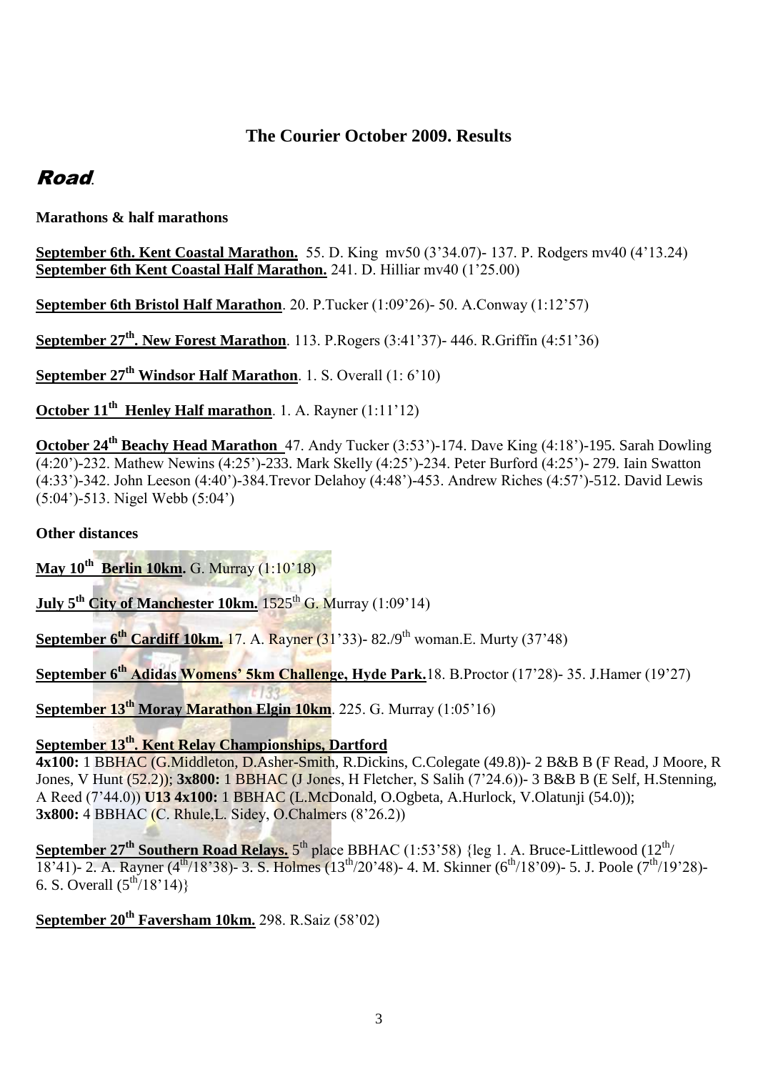# The Courier October 2009. Results

## *Road*.

**Marathons & half marathons**

**September 6th. Kent Coastal Marathon.** 55. D. King mv50 (3'34.07)- 137. P. Rodgers mv40 (4'13.24)
**September 6th Kent Coastal Half Marathon.** 241. D. Hilliar mv40 (1'25.00)

**September 6th Bristol Half Marathon**. 20. P.Tucker (1:09'26)- 50. A.Conway (1:12'57)

**September 27th. New Forest Marathon**. 113. P.Rogers (3:41'37)- 446. R.Griffin (4:51'36)

**September 27th Windsor Half Marathon**. 1. S. Overall (1: 6'10)

**October 11th Henley Half marathon**. 1. A. Rayner (1:11'12)

**October 24th Beachy Head Marathon** 47. Andy Tucker (3:53')-174. Dave King (4:18')-195. Sarah Dowling (4:20')-232. Mathew Newins (4:25')-233. Mark Skelly (4:25')-234. Peter Burford (4:25')- 279. Iain Swatton (4:33')-342. John Leeson (4:40')-384.Trevor Delahoy (4:48')-453. Andrew Riches (4:57')-512. David Lewis (5:04')-513. Nigel Webb (5:04')

**Other distances**

**May 10th Berlin 10km.** G. Murray (1:10'18)

**July 5th City of Manchester 10km.** 1525th G. Murray (1:09'14)

**September 6th Cardiff 10km.** 17. A. Rayner (31'33)- 82./9th woman.E. Murty (37'48)

**September 6th Adidas Womens' 5km Challenge, Hyde Park.**18. B.Proctor (17'28)- 35. J.Hamer (19'27)

**September 13th Moray Marathon Elgin 10km**. 225. G. Murray (1:05'16)

**September 13th. Kent Relay Championships, Dartford**
**4x100:** 1 BBHAC (G.Middleton, D.Asher-Smith, R.Dickins, C.Colegate (49.8))- 2 B&B B (F Read, J Moore, R Jones, V Hunt (52.2)); **3x800:** 1 BBHAC (J Jones, H Fletcher, S Salih (7'24.6))- 3 B&B B (E Self, H.Stenning, A Reed (7'44.0)) **U13 4x100:** 1 BBHAC (L.McDonald, O.Ogbeta, A.Hurlock, V.Olatunji (54.0)); **3x800:** 4 BBHAC (C. Rhule,L. Sidey, O.Chalmers (8'26.2))

**September 27th Southern Road Relays.** 5th place BBHAC (1:53'58) {leg 1. A. Bruce-Littlewood (12th/ 18'41)- 2. A. Rayner (4th/18'38)- 3. S. Holmes (13th/20'48)- 4. M. Skinner (6th/18'09)- 5. J. Poole (7th/19'28)- 6. S. Overall (5th/18'14)}

**September 20th Faversham 10km.** 298. R.Saiz (58'02)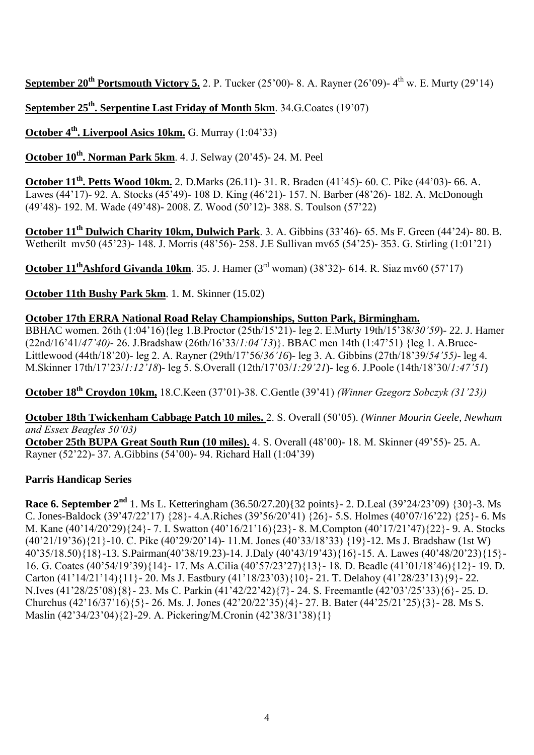**September 20th Portsmouth Victory 5.** 2. P. Tucker (25'00)- 8. A. Rayner (26'09)- 4th w. E. Murty (29'14)

**September 25th. Serpentine Last Friday of Month 5km**. 34.G.Coates (19'07)

**October 4th. Liverpool Asics 10km.** G. Murray (1:04'33)

**October 10th. Norman Park 5km**. 4. J. Selway (20'45)- 24. M. Peel

**October 11th. Petts Wood 10km.** 2. D.Marks (26.11)- 31. R. Braden (41'45)- 60. C. Pike (44'03)- 66. A. Lawes (44'17)- 92. A. Stocks (45'49)- 108 D. King (46'21)- 157. N. Barber (48'26)- 182. A. McDonough (49'48)- 192. M. Wade (49'48)- 2008. Z. Wood (50'12)- 388. S. Toulson (57'22)

**October 11th Dulwich Charity 10km, Dulwich Park**. 3. A. Gibbins (33'46)- 65. Ms F. Green (44'24)- 80. B. Wetherilt mv50 (45'23)- 148. J. Morris (48'56)- 258. J.E Sullivan mv65 (54'25)- 353. G. Stirling (1:01'21)

**October 11thAshford Givanda 10km**. 35. J. Hamer (3rd woman) (38'32)- 614. R. Siaz mv60 (57'17)

**October 11th Bushy Park 5km**. 1. M. Skinner (15.02)

**October 17th ERRA National Road Relay Championships, Sutton Park, Birmingham.**
BBHAC women. 26th (1:04'16){leg 1.B.Proctor (25th/15'21)- leg 2. E.Murty 19th/15'38/*30'59*)- 22. J. Hamer (22nd/16'41/*47'40)*- 26. J.Bradshaw (26th/16'33/*1:04'13*)}. BBAC men 14th (1:47'51) {leg 1. A.Bruce-Littlewood (44th/18'20)- leg 2. A. Rayner (29th/17'56/*36'16*)- leg 3. A. Gibbins (27th/18'39/*54'55)*- leg 4. M.Skinner 17th/17'23/*1:12'18*)- leg 5. S.Overall (12th/17'03/*1:29'21*)- leg 6. J.Poole (14th/18'30/*1:47'51*)

**October 18th Croydon 10km,** 18.C.Keen (37'01)-38. C.Gentle (39'41) *(Winner Gzegorz Sobczyk (31'23))*

**October 18th Twickenham Cabbage Patch 10 miles.** 2. S. Overall (50'05). *(Winner Mourin Geele, Newham and Essex Beagles 50'03)*
**October 25th BUPA Great South Run (10 miles).** 4. S. Overall (48'00)- 18. M. Skinner (49'55)- 25. A. Rayner (52'22)- 37. A.Gibbins (54'00)- 94. Richard Hall (1:04'39)

**Parris Handicap Series**

**Race 6. September 2nd** 1. Ms L. Ketteringham (36.50/27.20){32 points}- 2. D.Leal (39'24/23'09) {30}-3. Ms C. Jones-Baldock (39'47/22'17) {28}- 4.A.Riches (39'56/20'41) {26}- 5.S. Holmes (40'07/16'22) {25}- 6. Ms M. Kane (40'14/20'29){24}- 7. I. Swatton (40'16/21'16){23}- 8. M.Compton (40'17/21'47){22}- 9. A. Stocks (40'21/19'36){21}-10. C. Pike (40'29/20'14)- 11.M. Jones (40'33/18'33) {19}-12. Ms J. Bradshaw (1st W) 40'35/18.50){18}-13. S.Pairman(40'38/19.23)-14. J.Daly (40'43/19'43){16}-15. A. Lawes (40'48/20'23){15}- 16. G. Coates (40'54/19'39){14}- 17. Ms A.Cilia (40'57/23'27){13}- 18. D. Beadle (41'01/18'46){12}- 19. D. Carton (41'14/21'14){11}- 20. Ms J. Eastbury (41'18/23'03){10}- 21. T. Delahoy (41'28/23'13){9}- 22. N.Ives (41'28/25'08){8}- 23. Ms C. Parkin (41'42/22'42){7}- 24. S. Freemantle (42'03'/25'33){6}- 25. D. Churchus (42'16/37'16){5}- 26. Ms. J. Jones (42'20/22'35){4}- 27. B. Bater (44'25/21'25){3}- 28. Ms S. Maslin (42'34/23'04){2}-29. A. Pickering/M.Cronin (42'38/31'38){1}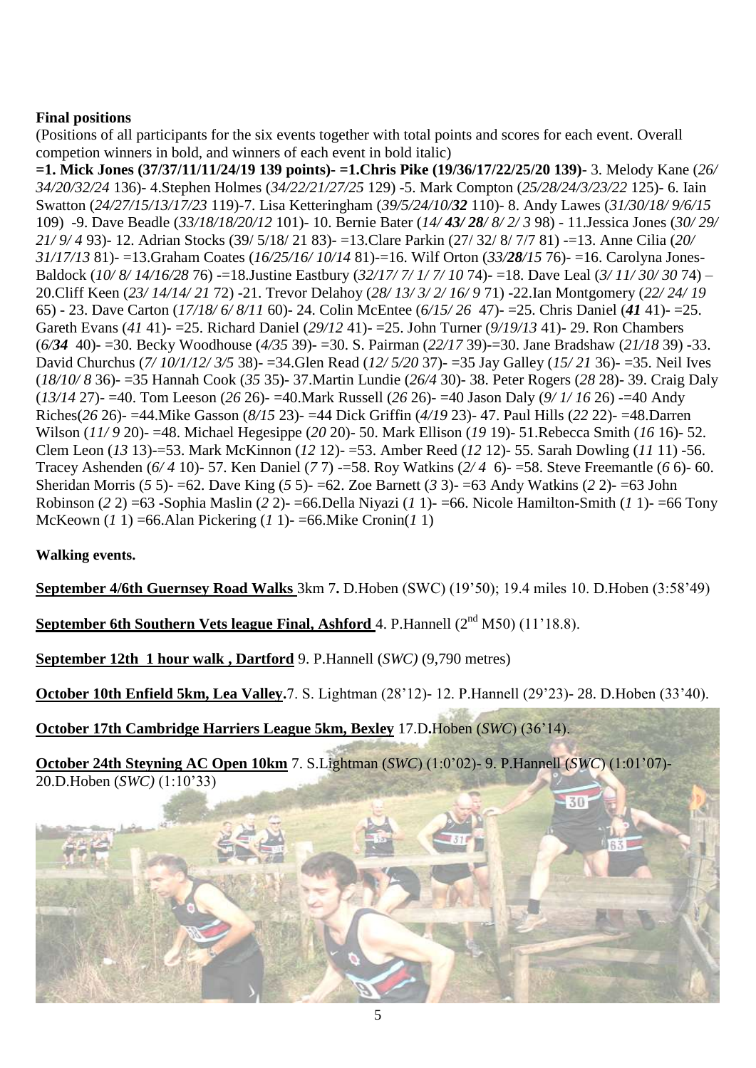**Final positions**

(Positions of all participants for the six events together with total points and scores for each event. Overall competion winners in bold, and winners of each event in bold italic)

**=1. Mick Jones (37/37/11/11/24/19 139 points)- =1.Chris Pike (19/36/17/22/25/20 139)**- 3. Melody Kane (*26/ 34/20/32/24* 136)- 4.Stephen Holmes (*34/22/21/27/25* 129) -5. Mark Compton (*25/28/24/3/23/22* 125)- 6. Iain Swatton (*24/27/15/13/17/23* 119)-7. Lisa Ketteringham (*39/5/24/10/**32*** 110)- 8. Andy Lawes (*31/30/18/ 9/6/15* 109) -9. Dave Beadle (*33/18/18/20/12* 101)- 10. Bernie Bater (*14/ **43/ 28**/ 8/ 2/ 3* 98) - 11.Jessica Jones (*30/ 29/ 21/ 9/ 4* 93)- 12. Adrian Stocks (39/ 5/18/ 21 83)- =13.Clare Parkin (27/ 32/ 8/ 7/7 81) -=13. Anne Cilia (*20/ 31/17/13* 81)- =13.Graham Coates (*16/25/16/ 10/14* 81)-=16. Wilf Orton (*33/**28**/15* 76)- =16. Carolyna Jones-Baldock (*10/ 8/ 14/16/28* 76) -=18.Justine Eastbury (*32/17/ 7/ 1/ 7/ 10* 74)- =18. Dave Leal (*3/ 11/ 30/ 30* 74) – 20.Cliff Keen (*23/ 14/14/ 21* 72) -21. Trevor Delahoy (*28/ 13/ 3/ 2/ 16/ 9* 71) -22.Ian Montgomery (*22/ 24/ 19* 65) - 23. Dave Carton (*17/18/ 6/ 8/11* 60)- 24. Colin McEntee (*6/15/ 26* 47)- =25. Chris Daniel (***41*** 41)- =25. Gareth Evans (*41* 41)- =25. Richard Daniel (*29/12* 41)- =25. John Turner (*9/19/13* 41)- 29. Ron Chambers (*6/**34*** 40)- =30. Becky Woodhouse (*4/35* 39)- =30. S. Pairman (*22/17* 39)-=30. Jane Bradshaw (*21/18* 39) -33. David Churchus (*7/ 10/1/12/ 3/5* 38)- =34.Glen Read (*12/ 5/20* 37)- =35 Jay Galley (*15/ 21* 36)- =35. Neil Ives (*18/10/ 8* 36)- =35 Hannah Cook (*35* 35)- 37.Martin Lundie (*26/4* 30)- 38. Peter Rogers (*28* 28)- 39. Craig Daly (*13/14* 27)- =40. Tom Leeson (*26* 26)- =40.Mark Russell (*26* 26)- =40 Jason Daly (*9/ 1/ 16* 26) -=40 Andy Riches(*26* 26)- =44.Mike Gasson (*8/15* 23)- =44 Dick Griffin (*4/19* 23)- 47. Paul Hills (*22* 22)- =48.Darren Wilson (*11/ 9* 20)- =48. Michael Hegesippe (*20* 20)- 50. Mark Ellison (*19* 19)- 51.Rebecca Smith (*16* 16)- 52. Clem Leon (*13* 13)-=53. Mark McKinnon (*12* 12)- =53. Amber Reed (*12* 12)- 55. Sarah Dowling (*11* 11) -56. Tracey Ashenden (*6/ 4* 10)- 57. Ken Daniel (*7* 7) -=58. Roy Watkins (*2/ 4* 6)- =58. Steve Freemantle (*6* 6)- 60. Sheridan Morris (*5* 5)- =62. Dave King (*5* 5)- =62. Zoe Barnett (*3* 3)- =63 Andy Watkins (*2* 2)- =63 John Robinson (*2* 2) =63 -Sophia Maslin (*2* 2)- =66.Della Niyazi (*1* 1)- =66. Nicole Hamilton-Smith (*1* 1)- =66 Tony McKeown (*1* 1) =66.Alan Pickering (*1* 1)- =66.Mike Cronin(*1* 1)

**Walking events.**

**September 4/6th Guernsey Road Walks** 3km 7**.** D.Hoben (SWC) (19'50); 19.4 miles 10. D.Hoben (3:58'49)

**September 6th Southern Vets league Final, Ashford** 4. P.Hannell (2nd M50) (11'18.8).

**September 12th 1 hour walk , Dartford** 9. P.Hannell (*SWC)* (9,790 metres)

**October 10th Enfield 5km, Lea Valley.**7. S. Lightman (28'12)- 12. P.Hannell (29'23)- 28. D.Hoben (33'40).

**October 17th Cambridge Harriers League 5km, Bexley** 17.D**.**Hoben (*SWC*) (36'14).

**October 24th Steyning AC Open 10km** 7. S.Lightman (*SWC*) (1:0'02)- 9. P.Hannell (*SWC*) (1:01'07)- 20.D.Hoben (*SWC)* (1:10'33)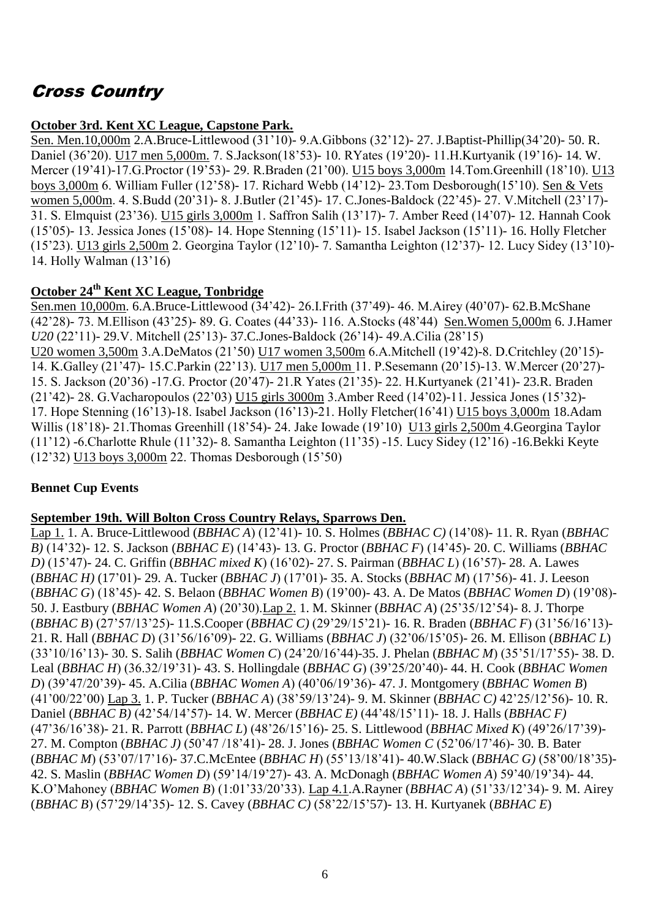# Cross Country

**October 3rd. Kent XC League, Capstone Park.**

Sen. Men.10,000m 2.A.Bruce-Littlewood (31'10)- 9.A.Gibbons (32'12)- 27. J.Baptist-Phillip(34'20)- 50. R. Daniel (36'20). U17 men 5,000m. 7. S.Jackson(18'53)- 10. RYates (19'20)- 11.H.Kurtyanik (19'16)- 14. W. Mercer (19'41)-17.G.Proctor (19'53)- 29. R.Braden (21'00). U15 boys 3,000m 14.Tom.Greenhill (18'10). U13 boys 3,000m 6. William Fuller (12'58)- 17. Richard Webb (14'12)- 23.Tom Desborough(15'10). Sen & Vets women 5,000m. 4. S.Budd (20'31)- 8. J.Butler (21'45)- 17. C.Jones-Baldock (22'45)- 27. V.Mitchell (23'17)- 31. S. Elmquist (23'36). U15 girls 3,000m 1. Saffron Salih (13'17)- 7. Amber Reed (14'07)- 12. Hannah Cook (15'05)- 13. Jessica Jones (15'08)- 14. Hope Stenning (15'11)- 15. Isabel Jackson (15'11)- 16. Holly Fletcher (15'23). U13 girls 2,500m 2. Georgina Taylor (12'10)- 7. Samantha Leighton (12'37)- 12. Lucy Sidey (13'10)- 14. Holly Walman (13'16)

**October 24th Kent XC League, Tonbridge**

Sen.men 10,000m. 6.A.Bruce-Littlewood (34'42)- 26.I.Frith (37'49)- 46. M.Airey (40'07)- 62.B.McShane (42'28)- 73. M.Ellison (43'25)- 89. G. Coates (44'33)- 116. A.Stocks (48'44) Sen.Women 5,000m 6. J.Hamer *U20* (22'11)- 29.V. Mitchell (25'13)- 37.C.Jones-Baldock (26'14)- 49.A.Cilia (28'15)
U20 women 3,500m 3.A.DeMatos (21'50) U17 women 3,500m 6.A.Mitchell (19'42)-8. D.Critchley (20'15)- 14. K.Galley (21'47)- 15.C.Parkin (22'13). U17 men 5,000m 11. P.Sesemann (20'15)-13. W.Mercer (20'27)- 15. S. Jackson (20'36) -17.G. Proctor (20'47)- 21.R Yates (21'35)- 22. H.Kurtyanek (21'41)- 23.R. Braden (21'42)- 28. G.Vacharopoulos (22'03) U15 girls 3000m 3.Amber Reed (14'02)-11. Jessica Jones (15'32)- 17. Hope Stenning (16'13)-18. Isabel Jackson (16'13)-21. Holly Fletcher(16'41) U15 boys 3,000m 18.Adam Willis (18'18)- 21.Thomas Greenhill (18'54)- 24. Jake Iowade (19'10) U13 girls 2,500m 4.Georgina Taylor (11'12) -6.Charlotte Rhule (11'32)- 8. Samantha Leighton (11'35) -15. Lucy Sidey (12'16) -16.Bekki Keyte (12'32) U13 boys 3,000m 22. Thomas Desborough (15'50)

**Bennet Cup Events**

**September 19th. Will Bolton Cross Country Relays, Sparrows Den.**

Lap 1. 1. A. Bruce-Littlewood (*BBHAC A*) (12'41)- 10. S. Holmes (*BBHAC C)* (14'08)- 11. R. Ryan (*BBHAC B)* (14'32)- 12. S. Jackson (*BBHAC E*) (14'43)- 13. G. Proctor (*BBHAC F*) (14'45)- 20. C. Williams (*BBHAC D)* (15'47)- 24. C. Griffin (*BBHAC mixed K*) (16'02)- 27. S. Pairman (*BBHAC L*) (16'57)- 28. A. Lawes (*BBHAC H)* (17'01)- 29. A. Tucker (*BBHAC J*) (17'01)- 35. A. Stocks (*BBHAC M*) (17'56)- 41. J. Leeson (*BBHAC G*) (18'45)- 42. S. Belaon (*BBHAC Women B*) (19'00)- 43. A. De Matos (*BBHAC Women D*) (19'08)- 50. J. Eastbury (*BBHAC Women A*) (20'30).Lap 2. 1. M. Skinner (*BBHAC A*) (25'35/12'54)- 8. J. Thorpe (*BBHAC B*) (27'57/13'25)- 11.S.Cooper (*BBHAC C)* (29'29/15'21)- 16. R. Braden (*BBHAC F*) (31'56/16'13)- 21. R. Hall (*BBHAC D*) (31'56/16'09)- 22. G. Williams (*BBHAC J*) (32'06/15'05)- 26. M. Ellison (*BBHAC L*) (33'10/16'13)- 30. S. Salih (*BBHAC Women C*) (24'20/16'44)-35. J. Phelan (*BBHAC M*) (35'51/17'55)- 38. D. Leal (*BBHAC H*) (36.32/19'31)- 43. S. Hollingdale (*BBHAC G*) (39'25/20'40)- 44. H. Cook (*BBHAC Women D*) (39'47/20'39)- 45. A.Cilia (*BBHAC Women A*) (40'06/19'36)- 47. J. Montgomery (*BBHAC Women B*) (41'00/22'00) Lap 3. 1. P. Tucker (*BBHAC A*) (38'59/13'24)- 9. M. Skinner (*BBHAC C)* 42'25/12'56)- 10. R. Daniel (*BBHAC B)* (42'54/14'57)- 14. W. Mercer (*BBHAC E)* (44'48/15'11)- 18. J. Halls (*BBHAC F)* (47'36/16'38)- 21. R. Parrott (*BBHAC L*) (48'26/15'16)- 25. S. Littlewood (*BBHAC Mixed K*) (49'26/17'39)- 27. M. Compton (*BBHAC J)* (50'47 /18'41)- 28. J. Jones (*BBHAC Women C* (52'06/17'46)- 30. B. Bater (*BBHAC M*) (53'07/17'16)- 37.C.McEntee (*BBHAC H*) (55'13/18'41)- 40.W.Slack (*BBHAC G)* (58'00/18'35)- 42. S. Maslin (*BBHAC Women D*) (59'14/19'27)- 43. A. McDonagh (*BBHAC Women A*) 59'40/19'34)- 44. K.O'Mahoney (*BBHAC Women B*) (1:01'33/20'33). Lap 4.1.A.Rayner (*BBHAC A*) (51'33/12'34)- 9. M. Airey (*BBHAC B*) (57'29/14'35)- 12. S. Cavey (*BBHAC C)* (58'22/15'57)- 13. H. Kurtyanek (*BBHAC E*)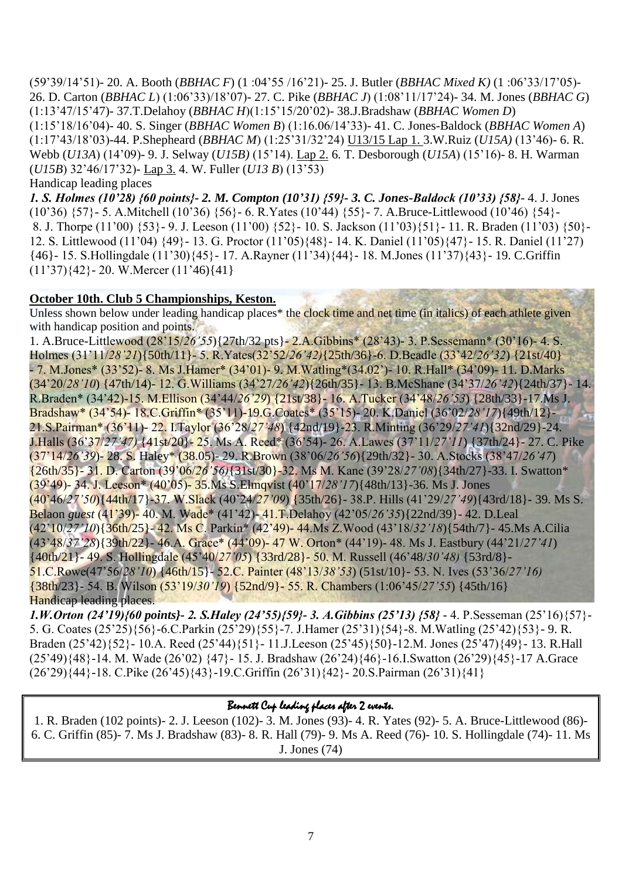(59'39/14'51)- 20. A. Booth (*BBHAC F*) (1 :04'55 /16'21)- 25. J. Butler (*BBHAC Mixed K)* (1 :06'33/17'05)- 26. D. Carton (*BBHAC L*) (1:06'33)/18'07)- 27. C. Pike (*BBHAC J*) (1:08'11/17'24)- 34. M. Jones (*BBHAC G*) (1:13'47/15'47)- 37.T.Delahoy (*BBHAC H*)(1:15'15/20'02)- 38.J.Bradshaw (*BBHAC Women D*) (1:15'18/16'04)- 40. S. Singer (*BBHAC Women B*) (1:16.06/14'33)- 41. C. Jones-Baldock (*BBHAC Women A*) (1:17'43/18'03)-44. P.Shepheard (*BBHAC M*) (1:25'31/32'24) <u>U13/15 Lap 1.</u> 3.W.Ruiz (*U15A)* (13'46)- 6. R. Webb (*U13A*) (14'09)- 9. J. Selway (*U15B)* (15'14). <u>Lap 2.</u> 6. T. Desborough (*U15A*) (15'16)- 8. H. Warman (*U15B*) 32'46/17'32)- <u>Lap 3.</u> 4. W. Fuller (*U13 B*) (13'53)

Handicap leading places

***1. S. Holmes (10'28) {60 points}- 2. M. Compton (10'31) {59}- 3. C. Jones-Baldock (10'33) {58}***- 4. J. Jones (10'36) {57}- 5. A.Mitchell (10'36) {56}- 6. R.Yates (10'44) {55}- 7. A.Bruce-Littlewood (10'46) {54}- 8. J. Thorpe (11'00) {53}- 9. J. Leeson (11'00) {52}- 10. S. Jackson (11'03){51}- 11. R. Braden (11'03) {50}- 12. S. Littlewood (11'04) {49}- 13. G. Proctor (11'05){48}- 14. K. Daniel (11'05){47}- 15. R. Daniel (11'27) {46}- 15. S.Hollingdale (11'30){45}- 17. A.Rayner (11'34){44}- 18. M.Jones (11'37){43}- 19. C.Griffin (11'37){42}- 20. W.Mercer (11'46){41}

**<u>October 10th. Club 5 Championships, Keston.</u>**

Unless shown below under leading handicap places* the clock time and net time (in italics) of each athlete given with handicap position and points.

1. A.Bruce-Littlewood (28'15/*26'55*){27th/32 pts}- 2.A.Gibbins* (28'43)- 3. P.Sessemann* (30'16)- 4. S. Holmes (31'11/*28'21*){50th/11}- 5. R.Yates(32'52/*26'42)*{25th/36}-6. D.Beadle (33'42/*26'32*) {21st/40} - 7. M.Jones* (33'52)- 8. Ms J.Hamer* (34'01)- 9. M.Watling*(34.02')- 10. R.Hall* (34'09)- 11. D.Marks (34'20/*28'10*) {47th/14}- 12. G.Williams (34'27/*26'42*){26th/35}- 13. B.McShane (34'37/*26'42*){24th/37}- 14. R.Braden* (34'42)-15. M.Ellison (34'44/*26'29*) {21st/38}- 16. A.Tucker (34'48/*26'53*) {28th/33}-17.Ms J. Bradshaw* (34'54)- 18.C.Griffin* (35'11)-19.G.Coates* (35'15)- 20. K.Daniel (36'02/*28'17*){49th/12}- 21.S.Pairman* (36'11)- 22. I.Taylor (36'28/*27'48*) {42nd/19}-23. R.Minting (36'29/*27'41*){32nd/29}-24. J.Halls (36'37/*27'47)* {41st/20}- 25. Ms A. Reed* (36'54)- 26. A.Lawes (37'11/*27'11*) {37th/24}- 27. C. Pike (37'14/*26'39*)- 28. S. Haley* (38.05)- 29. R.Brown (38'06/*26'56*){29th/32}- 30. A.Stocks (38'47/*26'47*) {26th/35}- 31. D. Carton (39'06/*26'56)*{31st/30}-32. Ms M. Kane (39'28/*27'08*){34th/27}-33. I. Swatton* (39'49)- 34. J. Leeson* (40'05)- 35.Ms S.Elmqvist (40'17/*28'17*){48th/13}-36. Ms J. Jones (40'46/*27'50*){44th/17}-37. W.Slack (40'24/*27'09*) {35th/26}- 38.P. Hills (41'29/*27'49*){43rd/18}- 39. Ms S. Belaon *guest* (41'39)- 40. M. Wade* (41'42)- 41.T.Delahoy (42'05/*26'35*){22nd/39}- 42. D.Leal (42'10/*27'10*){36th/25}- 42. Ms C. Parkin* (42'49)- 44.Ms Z.Wood (43'18/*32'18*){54th/7}- 45.Ms A.Cilia (43'48/*37'28*){39th/22}- 46.A. Grace* (44'09)- 47 W. Orton* (44'19)- 48. Ms J. Eastbury (44'21/*27'41*) {40th/21}- 49. S. Hollingdale (45'40/*27'05*) {33rd/28}- 50. M. Russell (46'48/*30'48)* {53rd/8}- 51.C.Rowe(47'56/*28'10*) {46th/15}- 52.C. Painter (48'13/*38'53*) (51st/10}- 53. N. Ives (53'36/*27'16)* {38th/23}- 54. B. Wilson (53'19/*30'19*) {52nd/9}- 55. R. Chambers (1:06'45/*27'55*) {45th/16}

Handicap leading places.

***1.W.Orton (24'19){60 points}- 2. S.Haley (24'55){59}- 3. A.Gibbins (25'13) {58}*** - 4. P.Sesseman (25'16){57}- 5. G. Coates (25'25){56}-6.C.Parkin (25'29){55}-7. J.Hamer (25'31){54}-8. M.Watling (25'42){53}- 9. R. Braden (25'42){52}- 10.A. Reed (25'44){51}- 11.J.Leeson (25'45){50}-12.M. Jones (25'47){49}- 13. R.Hall (25'49){48}-14. M. Wade (26'02) {47}- 15. J. Bradshaw (26'24){46}-16.I.Swatton (26'29){45}-17 A.Grace (26'29){44}-18. C.Pike (26'45){43}-19.C.Griffin (26'31){42}- 20.S.Pairman (26'31){41}

***Bennett Cup leading places after 2 events.***

1. R. Braden (102 points)- 2. J. Leeson (102)- 3. M. Jones (93)- 4. R. Yates (92)- 5. A. Bruce-Littlewood (86)- 6. C. Griffin (85)- 7. Ms J. Bradshaw (83)- 8. R. Hall (79)- 9. Ms A. Reed (76)- 10. S. Hollingdale (74)- 11. Ms J. Jones (74)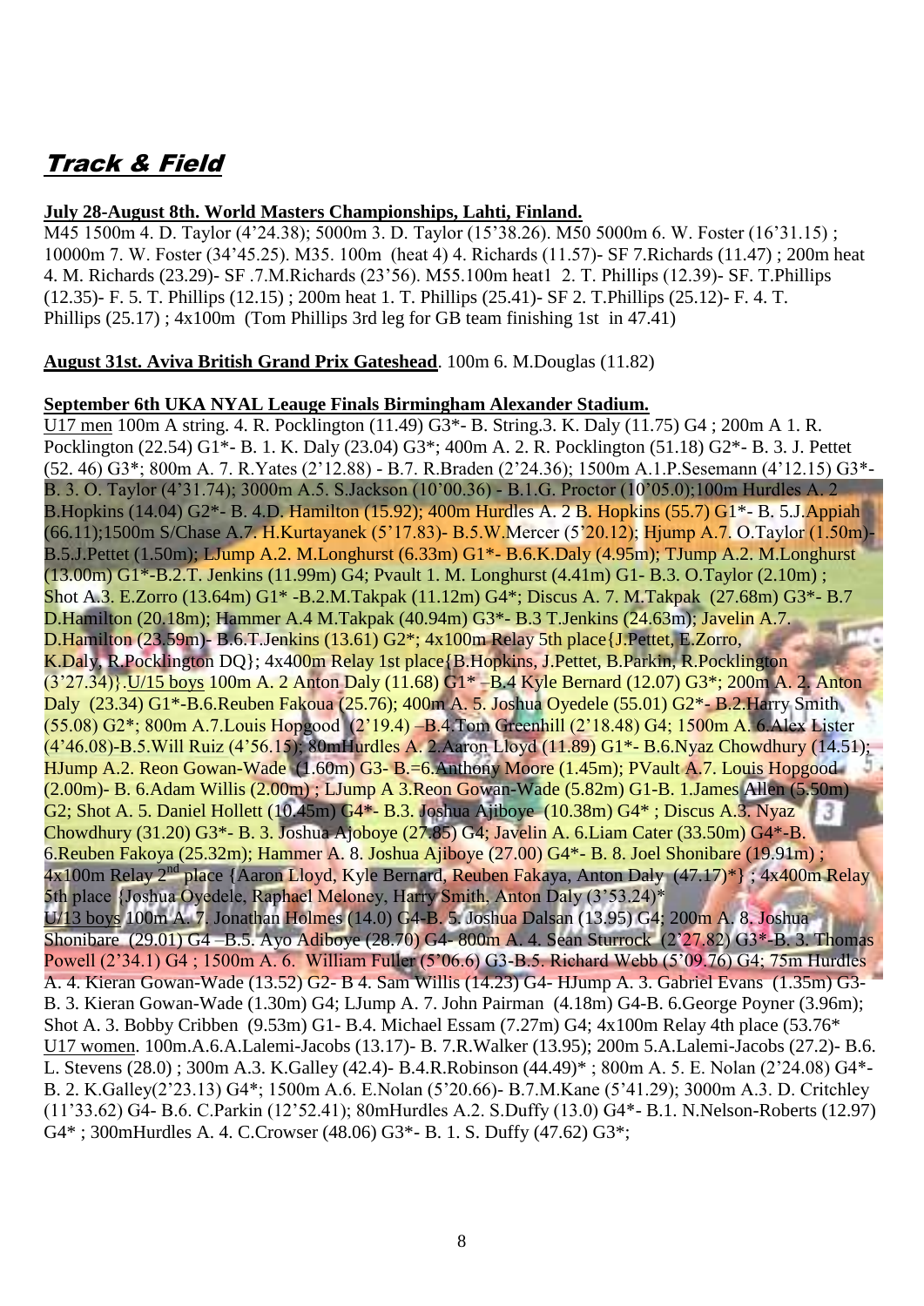# Track & Field

**July 28-August 8th. World Masters Championships, Lahti, Finland.**

M45 1500m 4. D. Taylor (4'24.38); 5000m 3. D. Taylor (15'38.26). M50 5000m 6. W. Foster (16'31.15) ; 10000m 7. W. Foster (34'45.25). M35. 100m (heat 4) 4. Richards (11.57)- SF 7.Richards (11.47) ; 200m heat 4. M. Richards (23.29)- SF .7.M.Richards (23'56). M55.100m heat1 2. T. Phillips (12.39)- SF. T.Phillips (12.35)- F. 5. T. Phillips (12.15) ; 200m heat 1. T. Phillips (25.41)- SF 2. T.Phillips (25.12)- F. 4. T. Phillips (25.17) ; 4x100m (Tom Phillips 3rd leg for GB team finishing 1st in 47.41)

**August 31st. Aviva British Grand Prix Gateshead**. 100m 6. M.Douglas (11.82)

**September 6th UKA NYAL Leauge Finals Birmingham Alexander Stadium.**

U17 men 100m A string. 4. R. Pocklington (11.49) G3*- B. String.3. K. Daly (11.75) G4 ; 200m A 1. R. Pocklington (22.54) G1*- B. 1. K. Daly (23.04) G3*; 400m A. 2. R. Pocklington (51.18) G2*- B. 3. J. Pettet (52. 46) G3*; 800m A. 7. R.Yates (2'12.88) - B.7. R.Braden (2'24.36); 1500m A.1.P.Sesemann (4'12.15) G3*- B. 3. O. Taylor (4'31.74); 3000m A.5. S.Jackson (10'00.36) - B.1.G. Proctor (10'05.0);100m Hurdles A. 2 B.Hopkins (14.04) G2*- B. 4.D. Hamilton (15.92); 400m Hurdles A. 2 B. Hopkins (55.7) G1*- B. 5.J.Appiah (66.11);1500m S/Chase A.7. H.Kurtayanek (5'17.83)- B.5.W.Mercer (5'20.12); Hjump A.7. O.Taylor (1.50m)- B.5.J.Pettet (1.50m); LJump A.2. M.Longhurst (6.33m) G1*- B.6.K.Daly (4.95m); TJump A.2. M.Longhurst (13.00m) G1*-B.2.T. Jenkins (11.99m) G4; Pvault 1. M. Longhurst (4.41m) G1- B.3. O.Taylor (2.10m) ; Shot A.3. E.Zorro (13.64m) G1* -B.2.M.Takpak (11.12m) G4*; Discus A. 7. M.Takpak (27.68m) G3*- B.7 D.Hamilton (20.18m); Hammer A.4 M.Takpak (40.94m) G3*- B.3 T.Jenkins (24.63m); Javelin A.7. D.Hamilton (23.59m)- B.6.T.Jenkins (13.61) G2*; 4x100m Relay 5th place{J.Pettet, E.Zorro, K.Daly, R.Pocklington DQ}; 4x400m Relay 1st place{B.Hopkins, J.Pettet, B.Parkin, R.Pocklington (3'27.34)}.U/15 boys 100m A. 2 Anton Daly (11.68) G1* –B.4 Kyle Bernard (12.07) G3*; 200m A. 2. Anton Daly (23.34) G1*-B.6.Reuben Fakoua (25.76); 400m A. 5. Joshua Oyedele (55.01) G2*- B.2.Harry Smith (55.08) G2*; 800m A.7.Louis Hopgood (2'19.4) –B.4.Tom Greenhill (2'18.48) G4; 1500m A. 6.Alex Lister (4'46.08)-B.5.Will Ruiz (4'56.15); 80mHurdles A. 2.Aaron Lloyd (11.89) G1*- B.6.Nyaz Chowdhury (14.51); HJump A.2. Reon Gowan-Wade (1.60m) G3- B.=6.Anthony Moore (1.45m); PVault A.7. Louis Hopgood (2.00m)- B. 6.Adam Willis (2.00m) ; LJump A 3.Reon Gowan-Wade (5.82m) G1-B. 1.James Allen (5.50m) G2; Shot A. 5. Daniel Hollett (10.45m) G4*- B.3. Joshua Ajiboye (10.38m) G4* ; Discus A.3. Nyaz Chowdhury (31.20) G3*- B. 3. Joshua Ajoboye (27.85) G4; Javelin A. 6.Liam Cater (33.50m) G4*-B. 6.Reuben Fakoya (25.32m); Hammer A. 8. Joshua Ajiboye (27.00) G4*- B. 8. Joel Shonibare (19.91m) ; 4x100m Relay 2nd place {Aaron Lloyd, Kyle Bernard, Reuben Fakaya, Anton Daly (47.17)*} ; 4x400m Relay 5th place {Joshua Oyedele, Raphael Meloney, Harry Smith, Anton Daly (3'53.24)*

U/13 boys 100m A. 7. Jonathan Holmes (14.0) G4-B. 5. Joshua Dalsan (13.95) G4; 200m A. 8. Joshua Shonibare (29.01) G4 –B.5. Ayo Adiboye (28.70) G4- 800m A. 4. Sean Sturrock (2'27.82) G3*-B. 3. Thomas Powell (2'34.1) G4 ; 1500m A. 6. William Fuller (5'06.6) G3-B.5. Richard Webb (5'09.76) G4; 75m Hurdles A. 4. Kieran Gowan-Wade (13.52) G2- B 4. Sam Willis (14.23) G4- HJump A. 3. Gabriel Evans (1.35m) G3- B. 3. Kieran Gowan-Wade (1.30m) G4; LJump A. 7. John Pairman (4.18m) G4-B. 6.George Poyner (3.96m); Shot A. 3. Bobby Cribben (9.53m) G1- B.4. Michael Essam (7.27m) G4; 4x100m Relay 4th place (53.76*

U17 women. 100m.A.6.A.Lalemi-Jacobs (13.17)- B. 7.R.Walker (13.95); 200m 5.A.Lalemi-Jacobs (27.2)- B.6. L. Stevens (28.0) ; 300m A.3. K.Galley (42.4)- B.4.R.Robinson (44.49)* ; 800m A. 5. E. Nolan (2'24.08) G4*- B. 2. K.Galley(2'23.13) G4*; 1500m A.6. E.Nolan (5'20.66)- B.7.M.Kane (5'41.29); 3000m A.3. D. Critchley (11'33.62) G4- B.6. C.Parkin (12'52.41); 80mHurdles A.2. S.Duffy (13.0) G4*- B.1. N.Nelson-Roberts (12.97) G4* ; 300mHurdles A. 4. C.Crowser (48.06) G3*- B. 1. S. Duffy (47.62) G3*;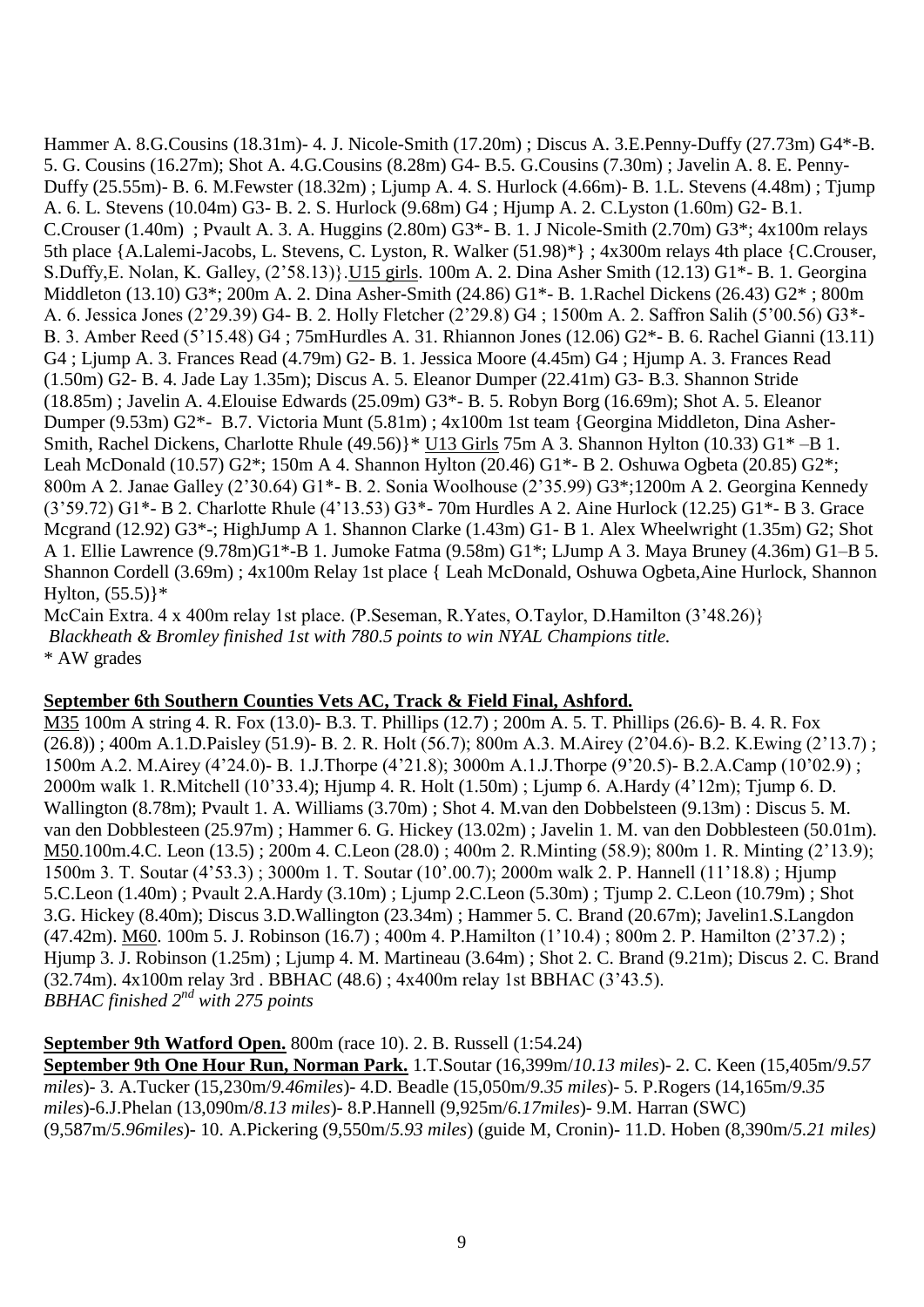Hammer A. 8.G.Cousins (18.31m)- 4. J. Nicole-Smith (17.20m) ; Discus A. 3.E.Penny-Duffy (27.73m) G4*-B. 5. G. Cousins (16.27m); Shot A. 4.G.Cousins (8.28m) G4- B.5. G.Cousins (7.30m) ; Javelin A. 8. E. Penny-Duffy (25.55m)- B. 6. M.Fewster (18.32m) ; Ljump A. 4. S. Hurlock (4.66m)- B. 1.L. Stevens (4.48m) ; Tjump A. 6. L. Stevens (10.04m) G3- B. 2. S. Hurlock (9.68m) G4 ; Hjump A. 2. C.Lyston (1.60m) G2- B.1. C.Crouser (1.40m) ; Pvault A. 3. A. Huggins (2.80m) G3*- B. 1. J Nicole-Smith (2.70m) G3*; 4x100m relays 5th place {A.Lalemi-Jacobs, L. Stevens, C. Lyston, R. Walker (51.98)*} ; 4x300m relays 4th place {C.Crouser, S.Duffy,E. Nolan, K. Galley, (2'58.13)}.U15 girls. 100m A. 2. Dina Asher Smith (12.13) G1*- B. 1. Georgina Middleton (13.10) G3*; 200m A. 2. Dina Asher-Smith (24.86) G1*- B. 1.Rachel Dickens (26.43) G2* ; 800m A. 6. Jessica Jones (2'29.39) G4- B. 2. Holly Fletcher (2'29.8) G4 ; 1500m A. 2. Saffron Salih (5'00.56) G3*- B. 3. Amber Reed (5'15.48) G4 ; 75mHurdles A. 31. Rhiannon Jones (12.06) G2*- B. 6. Rachel Gianni (13.11) G4 ; Ljump A. 3. Frances Read (4.79m) G2- B. 1. Jessica Moore (4.45m) G4 ; Hjump A. 3. Frances Read (1.50m) G2- B. 4. Jade Lay 1.35m); Discus A. 5. Eleanor Dumper (22.41m) G3- B.3. Shannon Stride (18.85m) ; Javelin A. 4.Elouise Edwards (25.09m) G3*- B. 5. Robyn Borg (16.69m); Shot A. 5. Eleanor Dumper (9.53m) G2*- B.7. Victoria Munt (5.81m) ; 4x100m 1st team {Georgina Middleton, Dina Asher-Smith, Rachel Dickens, Charlotte Rhule (49.56)}* U13 Girls 75m A 3. Shannon Hylton (10.33) G1* –B 1. Leah McDonald (10.57) G2*; 150m A 4. Shannon Hylton (20.46) G1*- B 2. Oshuwa Ogbeta (20.85) G2*; 800m A 2. Janae Galley (2'30.64) G1*- B. 2. Sonia Woolhouse (2'35.99) G3*;1200m A 2. Georgina Kennedy (3'59.72) G1*- B 2. Charlotte Rhule (4'13.53) G3*- 70m Hurdles A 2. Aine Hurlock (12.25) G1*- B 3. Grace Mcgrand (12.92) G3*-; HighJump A 1. Shannon Clarke (1.43m) G1- B 1. Alex Wheelwright (1.35m) G2; Shot A 1. Ellie Lawrence (9.78m)G1*-B 1. Jumoke Fatma (9.58m) G1*; LJump A 3. Maya Bruney (4.36m) G1–B 5. Shannon Cordell (3.69m) ; 4x100m Relay 1st place { Leah McDonald, Oshuwa Ogbeta,Aine Hurlock, Shannon Hylton, (55.5)}*

McCain Extra. 4 x 400m relay 1st place. (P.Seseman, R.Yates, O.Taylor, D.Hamilton (3'48.26)}

*Blackheath & Bromley finished 1st with 780.5 points to win NYAL Champions title.*

* AW grades

**September 6th Southern Counties Vets AC, Track & Field Final, Ashford.**

M35 100m A string 4. R. Fox (13.0)- B.3. T. Phillips (12.7) ; 200m A. 5. T. Phillips (26.6)- B. 4. R. Fox (26.8)) ; 400m A.1.D.Paisley (51.9)- B. 2. R. Holt (56.7); 800m A.3. M.Airey (2'04.6)- B.2. K.Ewing (2'13.7) ; 1500m A.2. M.Airey (4'24.0)- B. 1.J.Thorpe (4'21.8); 3000m A.1.J.Thorpe (9'20.5)- B.2.A.Camp (10'02.9) ; 2000m walk 1. R.Mitchell (10'33.4); Hjump 4. R. Holt (1.50m) ; Ljump 6. A.Hardy (4'12m); Tjump 6. D. Wallington (8.78m); Pvault 1. A. Williams (3.70m) ; Shot 4. M.van den Dobbelsteen (9.13m) : Discus 5. M. van den Dobblesteen (25.97m) ; Hammer 6. G. Hickey (13.02m) ; Javelin 1. M. van den Dobblesteen (50.01m). M50.100m.4.C. Leon (13.5) ; 200m 4. C.Leon (28.0) ; 400m 2. R.Minting (58.9); 800m 1. R. Minting (2'13.9); 1500m 3. T. Soutar (4'53.3) ; 3000m 1. T. Soutar (10'.00.7); 2000m walk 2. P. Hannell (11'18.8) ; Hjump 5.C.Leon (1.40m) ; Pvault 2.A.Hardy (3.10m) ; Ljump 2.C.Leon (5.30m) ; Tjump 2. C.Leon (10.79m) ; Shot 3.G. Hickey (8.40m); Discus 3.D.Wallington (23.34m) ; Hammer 5. C. Brand (20.67m); Javelin1.S.Langdon (47.42m). M60. 100m 5. J. Robinson (16.7) ; 400m 4. P.Hamilton (1'10.4) ; 800m 2. P. Hamilton (2'37.2) ; Hjump 3. J. Robinson (1.25m) ; Ljump 4. M. Martineau (3.64m) ; Shot 2. C. Brand (9.21m); Discus 2. C. Brand (32.74m). 4x100m relay 3rd . BBHAC (48.6) ; 4x400m relay 1st BBHAC (3'43.5).

*BBHAC finished 2nd with 275 points*

**September 9th Watford Open.** 800m (race 10). 2. B. Russell (1:54.24)

**September 9th One Hour Run, Norman Park.** 1.T.Soutar (16,399m/*10.13 miles*)- 2. C. Keen (15,405m/*9.57 miles*)- 3. A.Tucker (15,230m/*9.46miles*)- 4.D. Beadle (15,050m/*9.35 miles*)- 5. P.Rogers (14,165m/*9.35 miles*)-6.J.Phelan (13,090m/*8.13 miles*)- 8.P.Hannell (9,925m/*6.17miles*)- 9.M. Harran (SWC) (9,587m/*5.96miles*)- 10. A.Pickering (9,550m/*5.93 miles*) (guide M, Cronin)- 11.D. Hoben (8,390m/*5.21 miles)*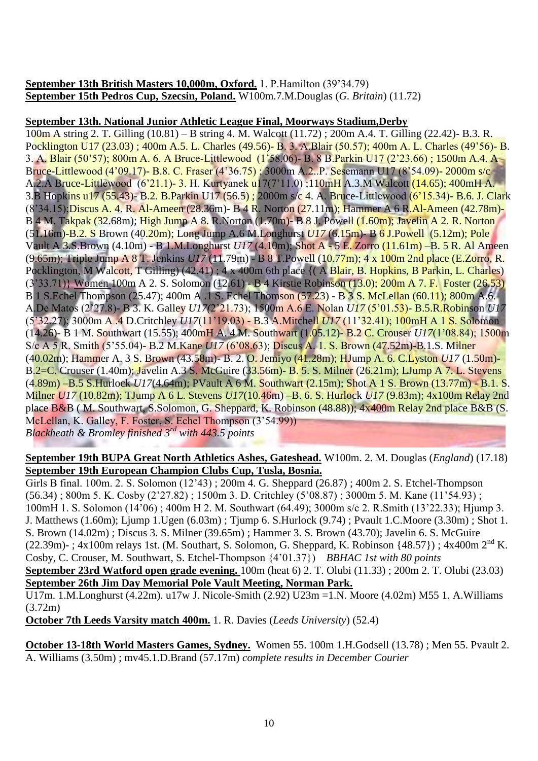**September 13th British Masters 10,000m, Oxford.** 1. P.Hamilton (39'34.79)
**September 15th Pedros Cup, Szecsin, Poland.** W100m.7.M.Douglas (*G. Britain*) (11.72)

**September 13th. National Junior Athletic League Final, Moorways Stadium,Derby**
100m A string 2. T. Gilling (10.81) – B string 4. M. Walcott (11.72) ; 200m A.4. T. Gilling (22.42)- B.3. R. Pocklington U17 (23.03) ; 400m A.5. L. Charles (49.56)- B. 3. A.Blair (50.57); 400m A. L. Charles (49'56)- B. 3. A. Blair (50'57); 800m A. 6. A Bruce-Littlewood (1'58.06)- B. 8 B.Parkin U17 (2'23.66) ; 1500m A.4. A Bruce-Littlewood (4'09.17)- B.8. C. Fraser (4'36.75) ; 3000m A.2..P. Sesemann U17 (8'54.09)- 2000m s/c A.2.A Bruce-Littlewood (6'21.1)- 3. H. Kurtyanek u17(7'11.0) ;110mH A.3.M Walcott (14.65); 400mH A. 3.B Hopkins u17 (55.43)- B.2. B.Parkin U17 (56.5) ; 2000m s/c 4. A. Bruce-Littlewood (6'15.34)- B.6. J. Clark (8'34.15);Discus A. 4. R. Al-Ameen (28.36m)- B 4 R. Norton (27.11m); Hammer A 6 R.Al-Ameen (42.78m)- B 4 M. Takpak (32.68m); High Jump A 8. R.Norton (1.70m)- B 8 J. Powell (1.60m); Javelin A 2. R. Norton (51.16m)-B.2. S Brown (40.20m); Long Jump A.6 M.Longhurst *U17* (6.15m)- B 6 J.Powell (5.12m); Pole Vault A 3.S.Brown (4.10m) - B 1.M.Longhurst *U17* (4.10m); Shot A - 5 E. Zorro (11.61m) –B. 5 R. Al Ameen (9.65m); Triple Jump A 8 T. Jenkins *U17* (11.79m) - B 8 T.Powell (10.77m); 4 x 100m 2nd place (E.Zorro, R. Pocklington, M Walcott, T Gilling) (42.41) ; 4 x 400m 6th place {( A Blair, B. Hopkins, B Parkin, L. Charles) (3'33.71)} Women 100m A 2. S. Solomon (12.61) - B 4 Kirstie Robinson (13.0); 200m A 7. F. Foster (26.53) B 1 S.Echel Thompson (25.47); 400m A .1 S. Echel Thomson (57.23) - B 3 S. McLellan (60.11); 800m A.6. A.De Matos (2'27.8)- B 3. K. Galley *U17*(2'21.73); 1500m A.6 E. Nolan *U17* (5'01.53)- B.5.R.Robinson *U17* (5'32.27); 3000m A .4 D.Critchley *U17*(11'19.03) - B.3 A.Mitchell *U17* (11'32.41); 100mH A 1 S. Solomon (14.26)- B 1 M. Southwart (15.55); 400mH A. 4 M. Southwart (1.05.12)- B.2 C. Crouser *U17*(1'08.84); 1500m S/c A 5 R. Smith (5'55.04)- B.2 M.Kane *U17* (6'08.63); Discus A. 1. S. Brown (47.52m)-B.1.S. Milner (40.02m); Hammer A. 3 S. Brown (43.58m)- B. 2. O. Jemiyo (41.28m); HJump A. 6. C.Lyston *U17* (1.50m)- B.2=C. Crouser (1.40m); Javelin A.3 S. McGuire (33.56m)- B. 5. S. Milner (26.21m); LJump A 7. L. Stevens (4.89m) –B.5 S.Hurlock *U17*(4.64m); PVault A 6 M. Southwart (2.15m); Shot A 1 S. Brown (13.77m) - B.1. S. Milner *U17* (10.82m); TJump A 6 L. Stevens *U17*(10.46m) –B. 6. S. Hurlock *U17* (9.83m); 4x100m Relay 2nd place B&B ( M. Southwart, S.Solomon, G. Sheppard, K. Robinson (48.88)); 4x400m Relay 2nd place B&B (S. McLellan, K. Galley, F. Foster, S. Echel Thompson (3'54.99))
*Blackheath & Bromley finished 3rd with 443.5 points*

**September 19th BUPA Great North Athletics Ashes, Gateshead.** W100m. 2. M. Douglas (*England*) (17.18)
**September 19th European Champion Clubs Cup, Tusla, Bosnia.**
Girls B final. 100m. 2. S. Solomon (12'43) ; 200m 4. G. Sheppard (26.87) ; 400m 2. S. Etchel-Thompson (56.34) ; 800m 5. K. Cosby (2'27.82) ; 1500m 3. D. Critchley (5'08.87) ; 3000m 5. M. Kane (11'54.93) ; 100mH 1. S. Solomon (14'06) ; 400m H 2. M. Southwart (64.49); 3000m s/c 2. R.Smith (13'22.33); Hjump 3. J. Matthews (1.60m); Ljump 1.Ugen (6.03m) ; Tjump 6. S.Hurlock (9.74) ; Pvault 1.C.Moore (3.30m) ; Shot 1. S. Brown (14.02m) ; Discus 3. S. Milner (39.65m) ; Hammer 3. S. Brown (43.70); Javelin 6. S. McGuire (22.39m)- ; 4x100m relays 1st. (M. Southart, S. Solomon, G. Sheppard, K. Robinson {48.57}) ; 4x400m 2nd K. Cosby, C. Crouser, M. Southwart, S. Etchel-Thompson {4'01.37}) *BBHAC 1st with 80 points*
**September 23rd Watford open grade evening.** 100m (heat 6) 2. T. Olubi (11.33) ; 200m 2. T. Olubi (23.03)
**September 26th Jim Day Memorial Pole Vault Meeting, Norman Park.**
U17m. 1.M.Longhurst (4.22m). u17w J. Nicole-Smith (2.92) U23m =1.N. Moore (4.02m) M55 1. A.Williams (3.72m)
**October 7th Leeds Varsity match 400m.** 1. R. Davies (*Leeds University*) (52.4)

**October 13-18th World Masters Games, Sydney.** Women 55. 100m 1.H.Godsell (13.78) ; Men 55. Pvault 2. A. Williams (3.50m) ; mv45.1.D.Brand (57.17m) *complete results in December Courier*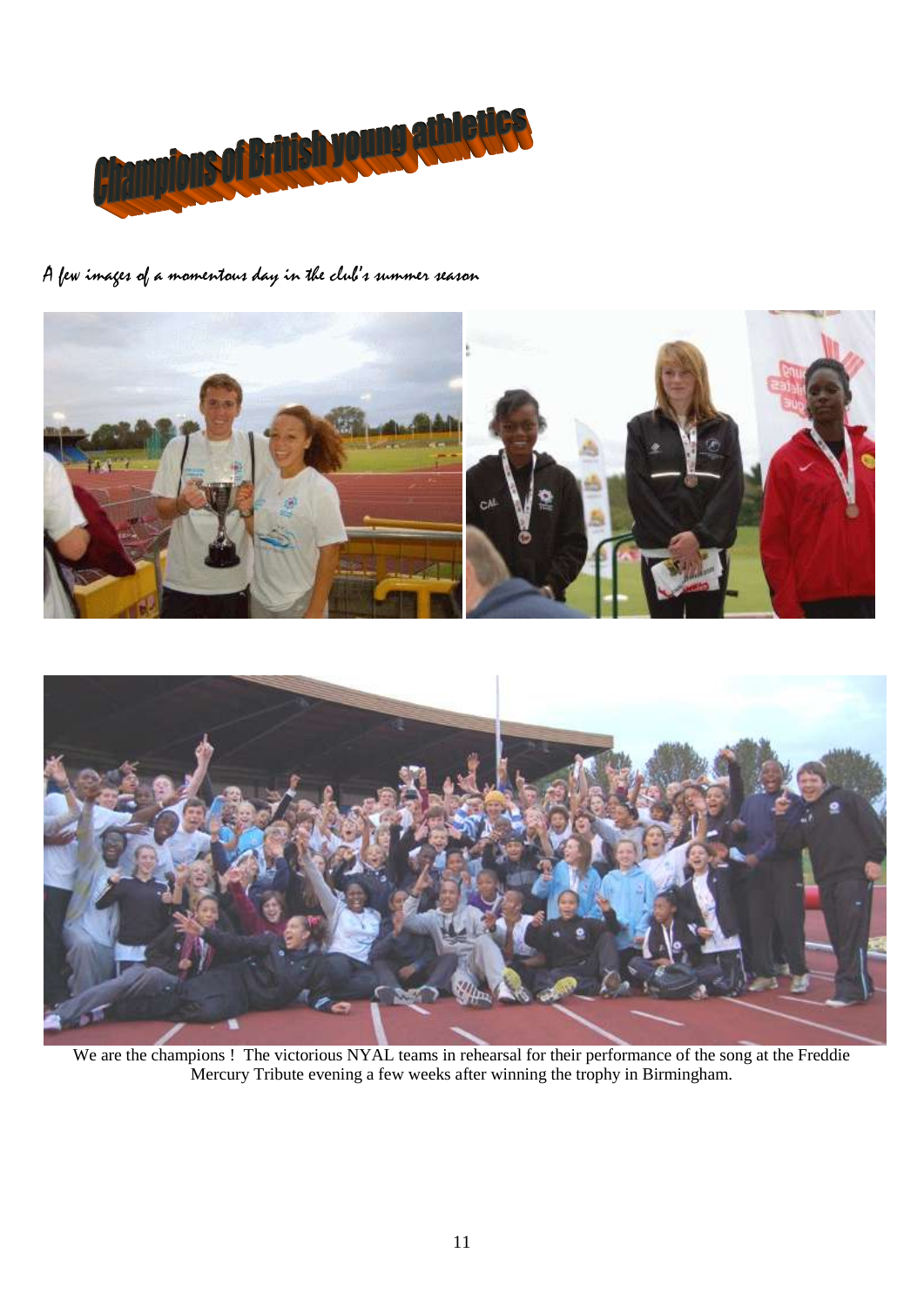# Champions of British young athletics

*A few images of a momentous day in the club's summer season*

We are the champions ! The victorious NYAL teams in rehearsal for their performance of the song at the Freddie Mercury Tribute evening a few weeks after winning the trophy in Birmingham.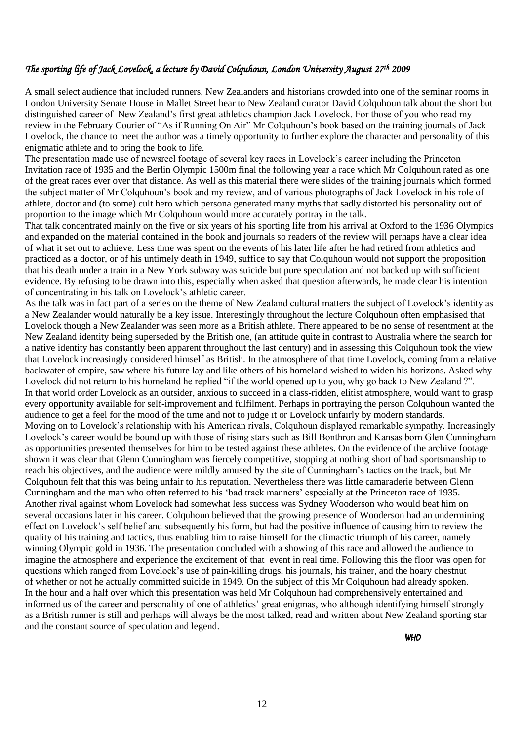*The sporting life of Jack Lovelock, a lecture by David Colquhoun, London University August 27th 2009*

A small select audience that included runners, New Zealanders and historians crowded into one of the seminar rooms in London University Senate House in Mallet Street hear to New Zealand curator David Colquhoun talk about the short but distinguished career of New Zealand's first great athletics champion Jack Lovelock. For those of you who read my review in the February Courier of "As if Running On Air" Mr Colquhoun's book based on the training journals of Jack Lovelock, the chance to meet the author was a timely opportunity to further explore the character and personality of this enigmatic athlete and to bring the book to life.

The presentation made use of newsreel footage of several key races in Lovelock's career including the Princeton Invitation race of 1935 and the Berlin Olympic 1500m final the following year a race which Mr Colquhoun rated as one of the great races ever over that distance. As well as this material there were slides of the training journals which formed the subject matter of Mr Colquhoun's book and my review, and of various photographs of Jack Lovelock in his role of athlete, doctor and (to some) cult hero which persona generated many myths that sadly distorted his personality out of proportion to the image which Mr Colquhoun would more accurately portray in the talk.

That talk concentrated mainly on the five or six years of his sporting life from his arrival at Oxford to the 1936 Olympics and expanded on the material contained in the book and journals so readers of the review will perhaps have a clear idea of what it set out to achieve. Less time was spent on the events of his later life after he had retired from athletics and practiced as a doctor, or of his untimely death in 1949, suffice to say that Colquhoun would not support the proposition that his death under a train in a New York subway was suicide but pure speculation and not backed up with sufficient evidence. By refusing to be drawn into this, especially when asked that question afterwards, he made clear his intention of concentrating in his talk on Lovelock's athletic career.

As the talk was in fact part of a series on the theme of New Zealand cultural matters the subject of Lovelock's identity as a New Zealander would naturally be a key issue. Interestingly throughout the lecture Colquhoun often emphasised that Lovelock though a New Zealander was seen more as a British athlete. There appeared to be no sense of resentment at the New Zealand identity being superseded by the British one, (an attitude quite in contrast to Australia where the search for a native identity has constantly been apparent throughout the last century) and in assessing this Colquhoun took the view that Lovelock increasingly considered himself as British. In the atmosphere of that time Lovelock, coming from a relative backwater of empire, saw where his future lay and like others of his homeland wished to widen his horizons. Asked why Lovelock did not return to his homeland he replied "if the world opened up to you, why go back to New Zealand ?".

In that world order Lovelock as an outsider, anxious to succeed in a class-ridden, elitist atmosphere, would want to grasp every opportunity available for self-improvement and fulfilment. Perhaps in portraying the person Colquhoun wanted the audience to get a feel for the mood of the time and not to judge it or Lovelock unfairly by modern standards.

Moving on to Lovelock's relationship with his American rivals, Colquhoun displayed remarkable sympathy. Increasingly Lovelock's career would be bound up with those of rising stars such as Bill Bonthron and Kansas born Glen Cunningham as opportunities presented themselves for him to be tested against these athletes. On the evidence of the archive footage shown it was clear that Glenn Cunningham was fiercely competitive, stopping at nothing short of bad sportsmanship to reach his objectives, and the audience were mildly amused by the site of Cunningham's tactics on the track, but Mr Colquhoun felt that this was being unfair to his reputation. Nevertheless there was little camaraderie between Glenn Cunningham and the man who often referred to his 'bad track manners' especially at the Princeton race of 1935.

Another rival against whom Lovelock had somewhat less success was Sydney Wooderson who would beat him on several occasions later in his career. Colquhoun believed that the growing presence of Wooderson had an undermining effect on Lovelock's self belief and subsequently his form, but had the positive influence of causing him to review the quality of his training and tactics, thus enabling him to raise himself for the climactic triumph of his career, namely winning Olympic gold in 1936. The presentation concluded with a showing of this race and allowed the audience to imagine the atmosphere and experience the excitement of that event in real time. Following this the floor was open for questions which ranged from Lovelock's use of pain-killing drugs, his journals, his trainer, and the hoary chestnut of whether or not he actually committed suicide in 1949. On the subject of this Mr Colquhoun had already spoken.

In the hour and a half over which this presentation was held Mr Colquhoun had comprehensively entertained and informed us of the career and personality of one of athletics' great enigmas, who although identifying himself strongly as a British runner is still and perhaps will always be the most talked, read and written about New Zealand sporting star and the constant source of speculation and legend.

*WHO*